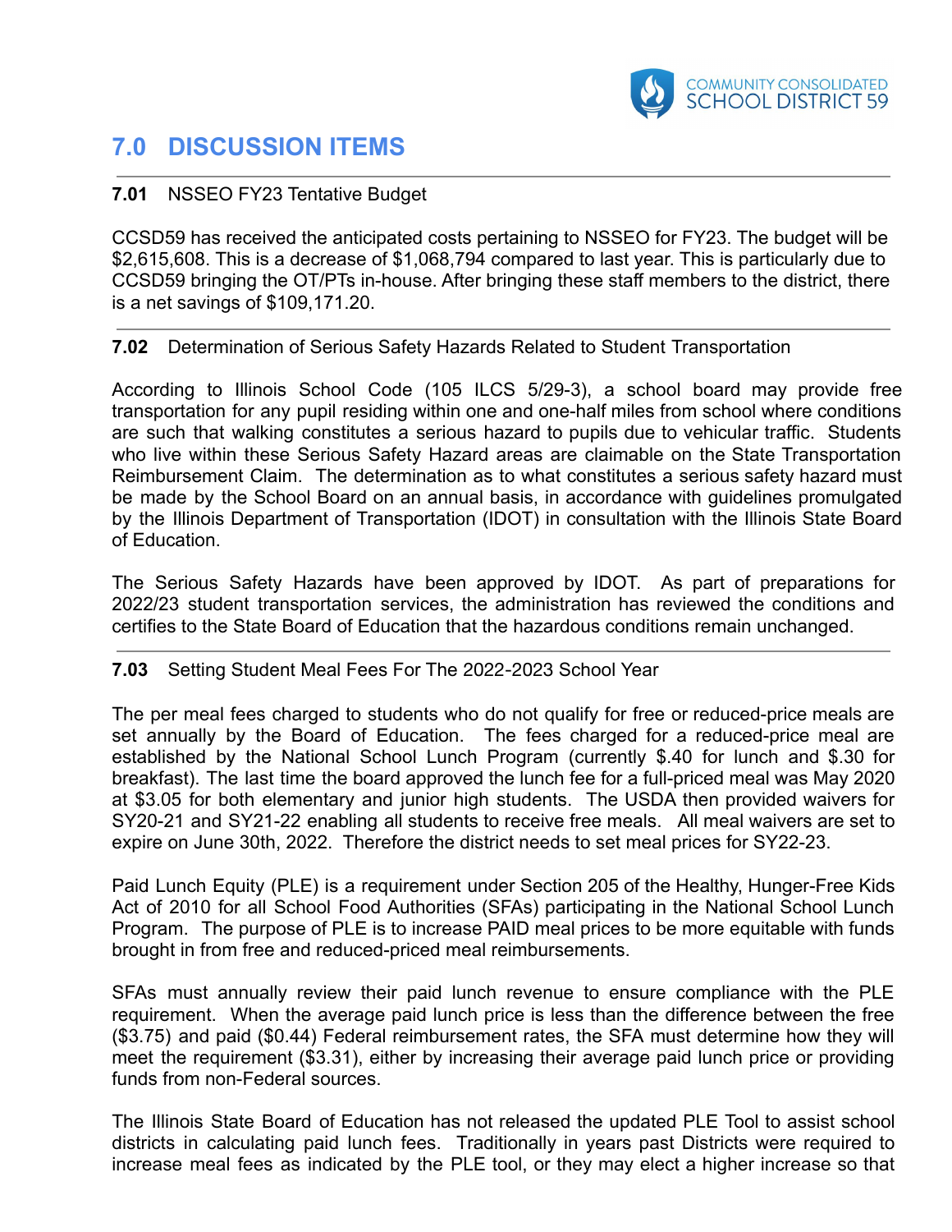## 7.0 DISCUSSION ITEMS

**7.01** NSSEO FY23 Tentative Budget

CCSD59 has received the anticipated costs pertaining to NSSEO for FY23. The budget will be $2,615,608. This is a decrease of $1,068,794 compared to last year. This is particularly due to CCSD59 bringing the OT/PTs in-house. After bringing these staff members to the district, there is a net savings of $109,171.20.

**7.02** Determination of Serious Safety Hazards Related to Student Transportation

According to Illinois School Code (105 ILCS 5/29-3), a school board may provide free transportation for any pupil residing within one and one-half miles from school where conditions are such that walking constitutes a serious hazard to pupils due to vehicular traffic. Students who live within these Serious Safety Hazard areas are claimable on the State Transportation Reimbursement Claim. The determination as to what constitutes a serious safety hazard must be made by the School Board on an annual basis, in accordance with guidelines promulgated by the Illinois Department of Transportation (IDOT) in consultation with the Illinois State Board of Education.

The Serious Safety Hazards have been approved by IDOT. As part of preparations for 2022/23 student transportation services, the administration has reviewed the conditions and certifies to the State Board of Education that the hazardous conditions remain unchanged.

**7.03** Setting Student Meal Fees For The 2022-2023 School Year

The per meal fees charged to students who do not qualify for free or reduced-price meals are set annually by the Board of Education. The fees charged for a reduced-price meal are established by the National School Lunch Program (currently $.40 for lunch and $.30 for breakfast). The last time the board approved the lunch fee for a full-priced meal was May 2020 at $3.05 for both elementary and junior high students. The USDA then provided waivers for SY20-21 and SY21-22 enabling all students to receive free meals. All meal waivers are set to expire on June 30th, 2022. Therefore the district needs to set meal prices for SY22-23.

Paid Lunch Equity (PLE) is a requirement under Section 205 of the Healthy, Hunger-Free Kids Act of 2010 for all School Food Authorities (SFAs) participating in the National School Lunch Program. The purpose of PLE is to increase PAID meal prices to be more equitable with funds brought in from free and reduced-priced meal reimbursements.

SFAs must annually review their paid lunch revenue to ensure compliance with the PLE requirement. When the average paid lunch price is less than the difference between the free ($3.75) and paid ($0.44) Federal reimbursement rates, the SFA must determine how they will meet the requirement ($3.31), either by increasing their average paid lunch price or providing funds from non-Federal sources.

The Illinois State Board of Education has not released the updated PLE Tool to assist school districts in calculating paid lunch fees. Traditionally in years past Districts were required to increase meal fees as indicated by the PLE tool, or they may elect a higher increase so that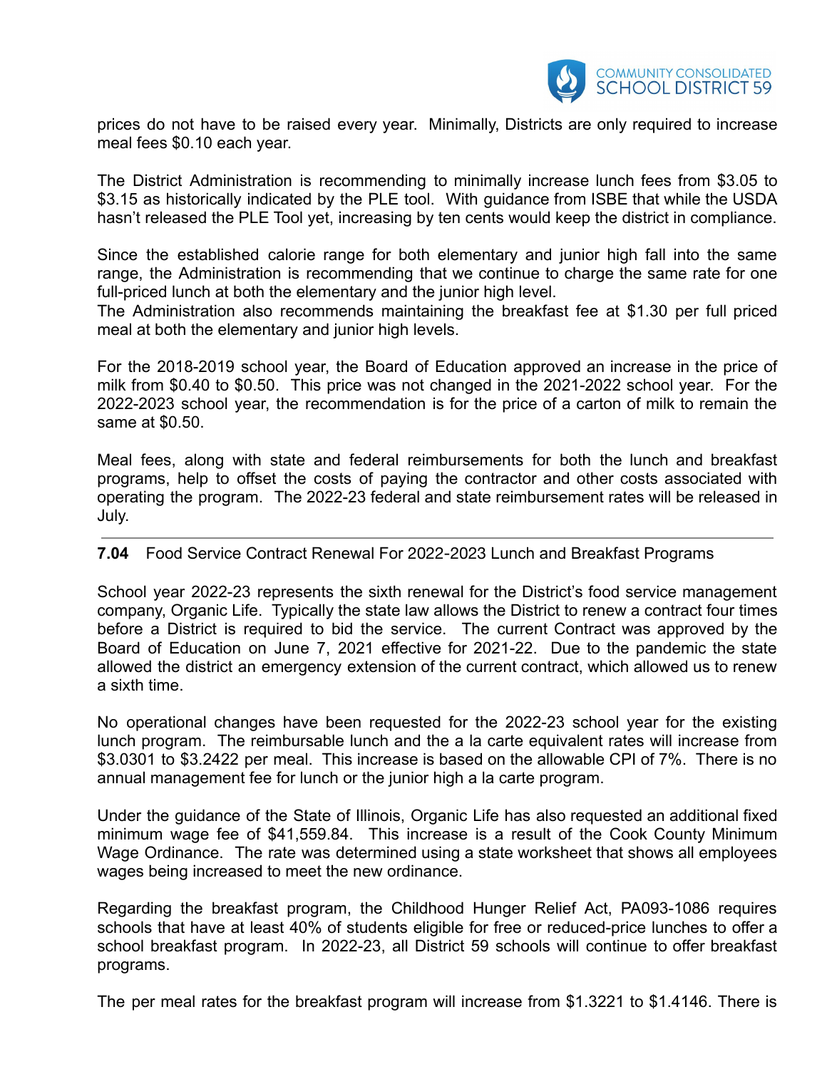prices do not have to be raised every year. Minimally, Districts are only required to increase meal fees $0.10 each year.

The District Administration is recommending to minimally increase lunch fees from $3.05 to $3.15 as historically indicated by the PLE tool. With guidance from ISBE that while the USDA hasn't released the PLE Tool yet, increasing by ten cents would keep the district in compliance.

Since the established calorie range for both elementary and junior high fall into the same range, the Administration is recommending that we continue to charge the same rate for one full-priced lunch at both the elementary and the junior high level.
The Administration also recommends maintaining the breakfast fee at $1.30 per full priced meal at both the elementary and junior high levels.

For the 2018-2019 school year, the Board of Education approved an increase in the price of milk from $0.40 to $0.50. This price was not changed in the 2021-2022 school year. For the 2022-2023 school year, the recommendation is for the price of a carton of milk to remain the same at $0.50.

Meal fees, along with state and federal reimbursements for both the lunch and breakfast programs, help to offset the costs of paying the contractor and other costs associated with operating the program. The 2022-23 federal and state reimbursement rates will be released in July.

---

**7.04** Food Service Contract Renewal For 2022-2023 Lunch and Breakfast Programs

School year 2022-23 represents the sixth renewal for the District's food service management company, Organic Life. Typically the state law allows the District to renew a contract four times before a District is required to bid the service. The current Contract was approved by the Board of Education on June 7, 2021 effective for 2021-22. Due to the pandemic the state allowed the district an emergency extension of the current contract, which allowed us to renew a sixth time.

No operational changes have been requested for the 2022-23 school year for the existing lunch program. The reimbursable lunch and the a la carte equivalent rates will increase from $3.0301 to $3.2422 per meal. This increase is based on the allowable CPI of 7%. There is no annual management fee for lunch or the junior high a la carte program.

Under the guidance of the State of Illinois, Organic Life has also requested an additional fixed minimum wage fee of $41,559.84. This increase is a result of the Cook County Minimum Wage Ordinance. The rate was determined using a state worksheet that shows all employees wages being increased to meet the new ordinance.

Regarding the breakfast program, the Childhood Hunger Relief Act, PA093-1086 requires schools that have at least 40% of students eligible for free or reduced-price lunches to offer a school breakfast program. In 2022-23, all District 59 schools will continue to offer breakfast programs.

The per meal rates for the breakfast program will increase from $1.3221 to $1.4146. There is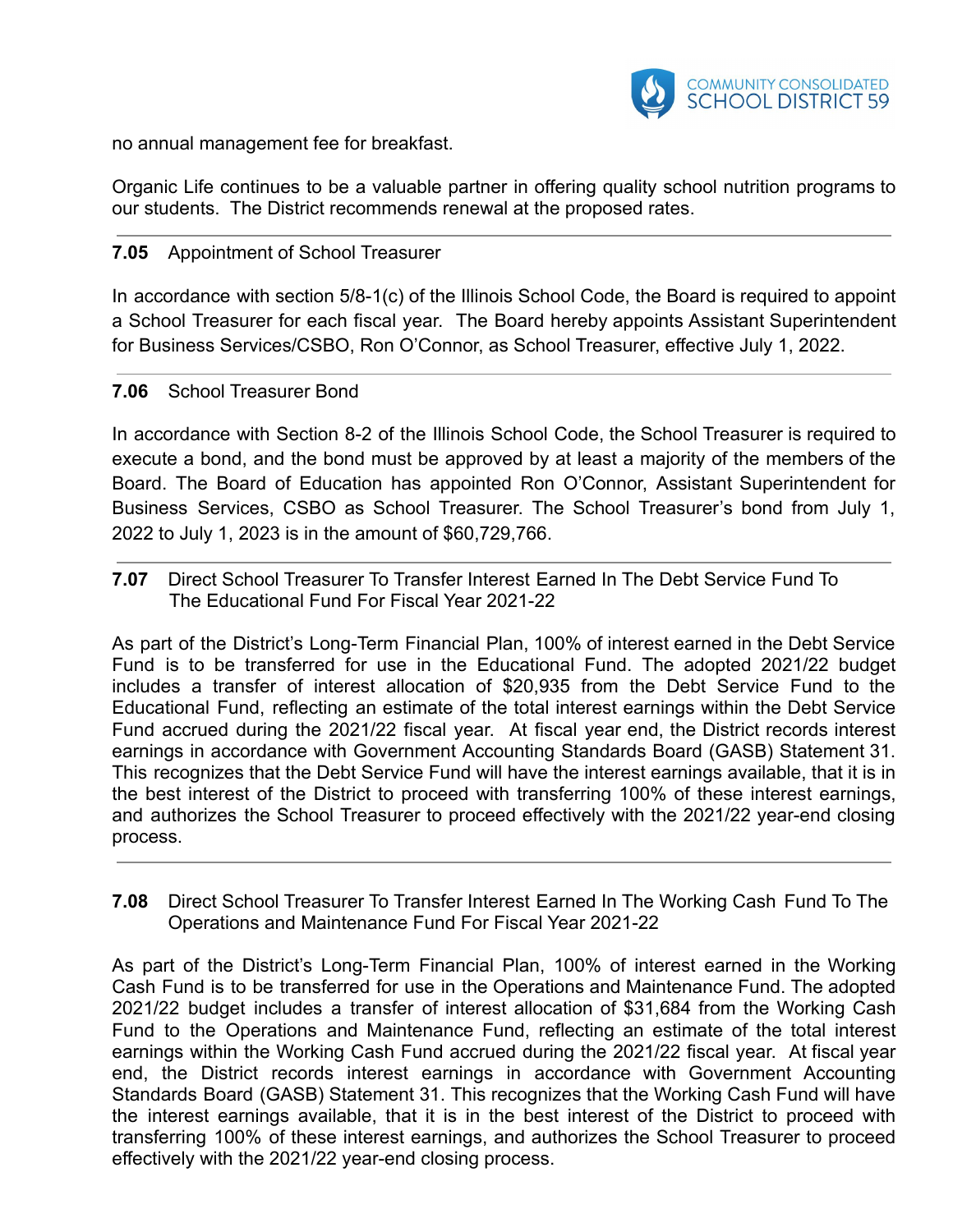no annual management fee for breakfast.

Organic Life continues to be a valuable partner in offering quality school nutrition programs to our students. The District recommends renewal at the proposed rates.

---

**7.05** Appointment of School Treasurer

In accordance with section 5/8-1(c) of the Illinois School Code, the Board is required to appoint a School Treasurer for each fiscal year. The Board hereby appoints Assistant Superintendent for Business Services/CSBO, Ron O'Connor, as School Treasurer, effective July 1, 2022.

---

**7.06** School Treasurer Bond

In accordance with Section 8-2 of the Illinois School Code, the School Treasurer is required to execute a bond, and the bond must be approved by at least a majority of the members of the Board. The Board of Education has appointed Ron O'Connor, Assistant Superintendent for Business Services, CSBO as School Treasurer. The School Treasurer's bond from July 1, 2022 to July 1, 2023 is in the amount of $60,729,766.

---

**7.07** Direct School Treasurer To Transfer Interest Earned In The Debt Service Fund To The Educational Fund For Fiscal Year 2021-22

As part of the District's Long-Term Financial Plan, 100% of interest earned in the Debt Service Fund is to be transferred for use in the Educational Fund. The adopted 2021/22 budget includes a transfer of interest allocation of $20,935 from the Debt Service Fund to the Educational Fund, reflecting an estimate of the total interest earnings within the Debt Service Fund accrued during the 2021/22 fiscal year. At fiscal year end, the District records interest earnings in accordance with Government Accounting Standards Board (GASB) Statement 31. This recognizes that the Debt Service Fund will have the interest earnings available, that it is in the best interest of the District to proceed with transferring 100% of these interest earnings, and authorizes the School Treasurer to proceed effectively with the 2021/22 year-end closing process.

---

**7.08** Direct School Treasurer To Transfer Interest Earned In The Working Cash Fund To The Operations and Maintenance Fund For Fiscal Year 2021-22

As part of the District's Long-Term Financial Plan, 100% of interest earned in the Working Cash Fund is to be transferred for use in the Operations and Maintenance Fund. The adopted 2021/22 budget includes a transfer of interest allocation of $31,684 from the Working Cash Fund to the Operations and Maintenance Fund, reflecting an estimate of the total interest earnings within the Working Cash Fund accrued during the 2021/22 fiscal year. At fiscal year end, the District records interest earnings in accordance with Government Accounting Standards Board (GASB) Statement 31. This recognizes that the Working Cash Fund will have the interest earnings available, that it is in the best interest of the District to proceed with transferring 100% of these interest earnings, and authorizes the School Treasurer to proceed effectively with the 2021/22 year-end closing process.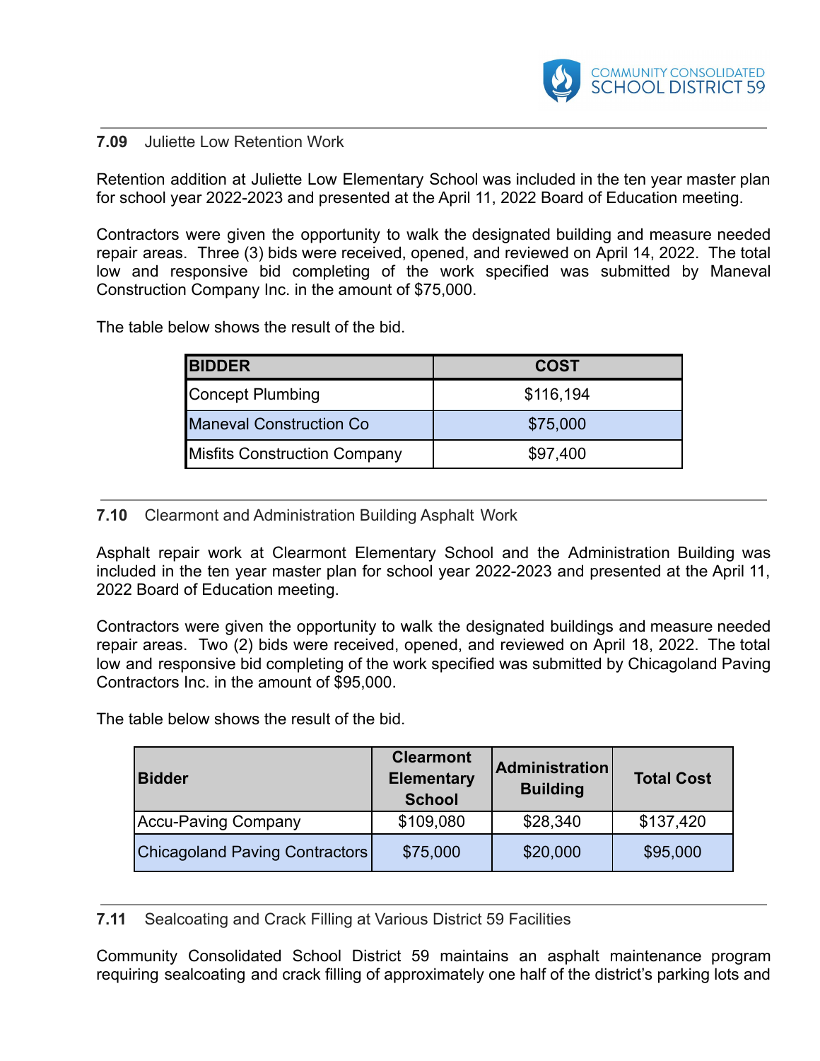## 7.09 Juliette Low Retention Work

Retention addition at Juliette Low Elementary School was included in the ten year master plan for school year 2022-2023 and presented at the April 11, 2022 Board of Education meeting.

Contractors were given the opportunity to walk the designated building and measure needed repair areas. Three (3) bids were received, opened, and reviewed on April 14, 2022. The total low and responsive bid completing of the work specified was submitted by Maneval Construction Company Inc. in the amount of $75,000.

The table below shows the result of the bid.

| BIDDER | COST |
|---|---|
| Concept Plumbing | $116,194 |
| Maneval Construction Co | $75,000 |
| Misfits Construction Company | $97,400 |

## 7.10 Clearmont and Administration Building Asphalt Work

Asphalt repair work at Clearmont Elementary School and the Administration Building was included in the ten year master plan for school year 2022-2023 and presented at the April 11, 2022 Board of Education meeting.

Contractors were given the opportunity to walk the designated buildings and measure needed repair areas. Two (2) bids were received, opened, and reviewed on April 18, 2022. The total low and responsive bid completing of the work specified was submitted by Chicagoland Paving Contractors Inc. in the amount of $95,000.

The table below shows the result of the bid.

| Bidder | Clearmont Elementary School | Administration Building | Total Cost |
|---|---|---|---|
| Accu-Paving Company | $109,080 | $28,340 | $137,420 |
| Chicagoland Paving Contractors | $75,000 | $20,000 | $95,000 |

## 7.11 Sealcoating and Crack Filling at Various District 59 Facilities

Community Consolidated School District 59 maintains an asphalt maintenance program requiring sealcoating and crack filling of approximately one half of the district's parking lots and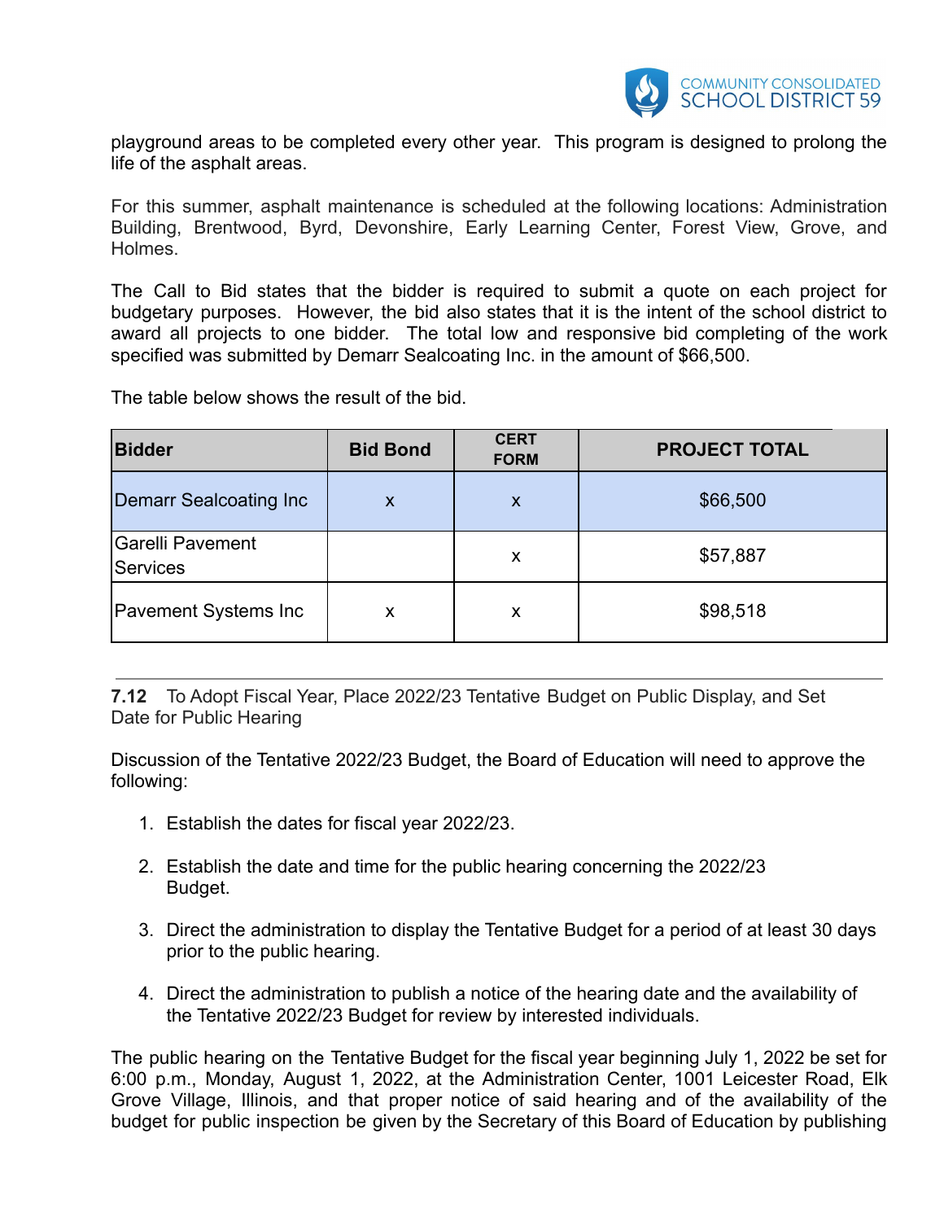playground areas to be completed every other year. This program is designed to prolong the life of the asphalt areas.

For this summer, asphalt maintenance is scheduled at the following locations: Administration Building, Brentwood, Byrd, Devonshire, Early Learning Center, Forest View, Grove, and Holmes.

The Call to Bid states that the bidder is required to submit a quote on each project for budgetary purposes. However, the bid also states that it is the intent of the school district to award all projects to one bidder. The total low and responsive bid completing of the work specified was submitted by Demarr Sealcoating Inc. in the amount of $66,500.

The table below shows the result of the bid.

| Bidder | Bid Bond | CERT FORM | PROJECT TOTAL |
|---|---|---|---|
| Demarr Sealcoating Inc | x | x | $66,500 |
| Garelli Pavement Services | | x | $57,887 |
| Pavement Systems Inc | x | x | $98,518 |

---

**7.12** To Adopt Fiscal Year, Place 2022/23 Tentative Budget on Public Display, and Set Date for Public Hearing

Discussion of the Tentative 2022/23 Budget, the Board of Education will need to approve the following:

1. Establish the dates for fiscal year 2022/23.
2. Establish the date and time for the public hearing concerning the 2022/23 Budget.
3. Direct the administration to display the Tentative Budget for a period of at least 30 days prior to the public hearing.
4. Direct the administration to publish a notice of the hearing date and the availability of the Tentative 2022/23 Budget for review by interested individuals.

The public hearing on the Tentative Budget for the fiscal year beginning July 1, 2022 be set for 6:00 p.m., Monday, August 1, 2022, at the Administration Center, 1001 Leicester Road, Elk Grove Village, Illinois, and that proper notice of said hearing and of the availability of the budget for public inspection be given by the Secretary of this Board of Education by publishing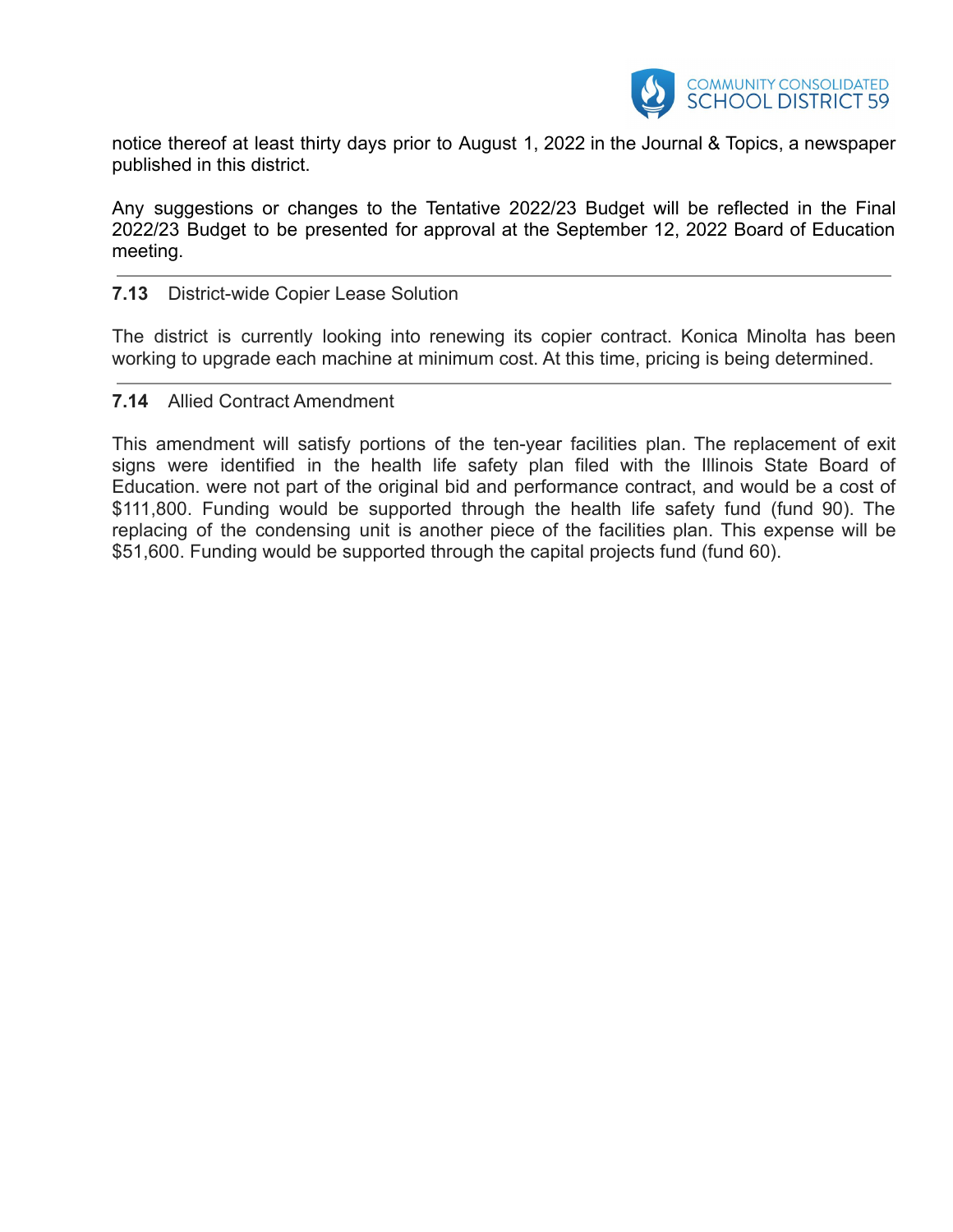notice thereof at least thirty days prior to August 1, 2022 in the Journal & Topics, a newspaper published in this district.

Any suggestions or changes to the Tentative 2022/23 Budget will be reflected in the Final 2022/23 Budget to be presented for approval at the September 12, 2022 Board of Education meeting.

---

**7.13** District-wide Copier Lease Solution

The district is currently looking into renewing its copier contract. Konica Minolta has been working to upgrade each machine at minimum cost. At this time, pricing is being determined.

---

**7.14** Allied Contract Amendment

This amendment will satisfy portions of the ten-year facilities plan. The replacement of exit signs were identified in the health life safety plan filed with the Illinois State Board of Education. were not part of the original bid and performance contract, and would be a cost of $111,800. Funding would be supported through the health life safety fund (fund 90). The replacing of the condensing unit is another piece of the facilities plan. This expense will be $51,600. Funding would be supported through the capital projects fund (fund 60).